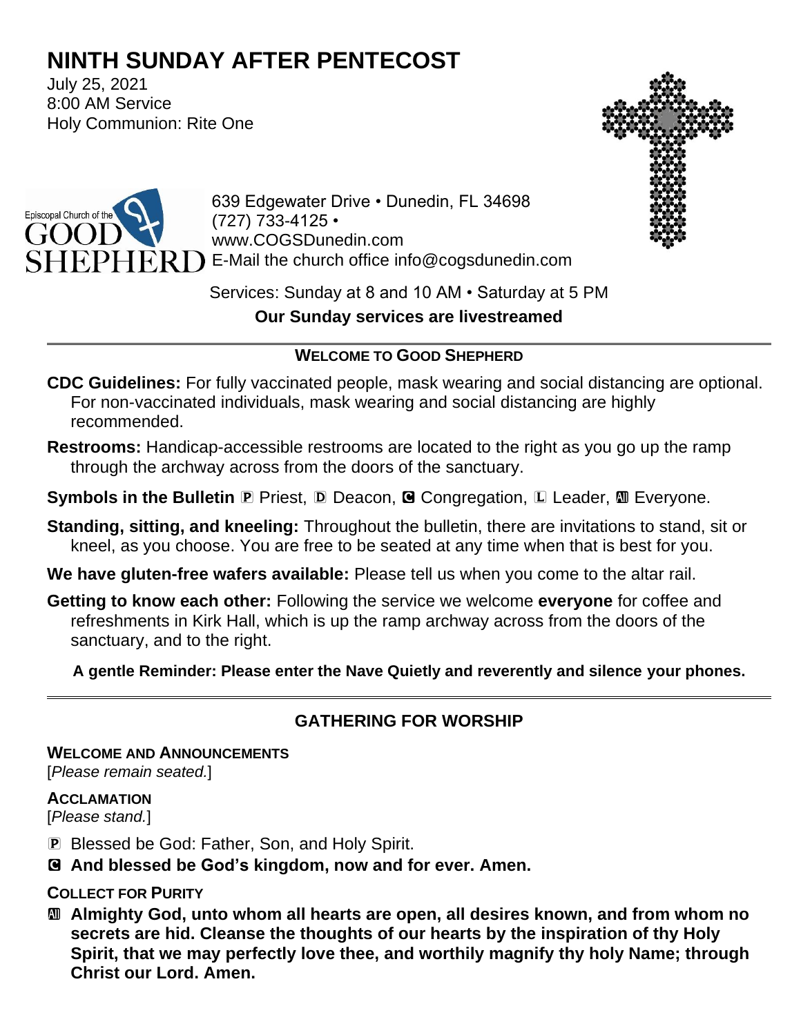# NINTH SUNDAY AFTER PENTECOST

July 25, 2021
8:00 AM Service
Holy Communion: Rite One

Episcopal Church of the GOOD SHEPHERD

639 Edgewater Drive • Dunedin, FL 34698
(727) 733-4125 •
www.COGSDunedin.com
E-Mail the church office info@cogsdunedin.com

Services: Sunday at 8 and 10 AM • Saturday at 5 PM

**Our Sunday services are livestreamed**

---

## WELCOME TO GOOD SHEPHERD

**CDC Guidelines:** For fully vaccinated people, mask wearing and social distancing are optional. For non-vaccinated individuals, mask wearing and social distancing are highly recommended.

**Restrooms:** Handicap-accessible restrooms are located to the right as you go up the ramp through the archway across from the doors of the sanctuary.

**Symbols in the Bulletin** P Priest, D Deacon, C Congregation, L Leader, All Everyone.

**Standing, sitting, and kneeling:** Throughout the bulletin, there are invitations to stand, sit or kneel, as you choose. You are free to be seated at any time when that is best for you.

**We have gluten-free wafers available:** Please tell us when you come to the altar rail.

**Getting to know each other:** Following the service we welcome **everyone** for coffee and refreshments in Kirk Hall, which is up the ramp archway across from the doors of the sanctuary, and to the right.

**A gentle Reminder: Please enter the Nave Quietly and reverently and silence your phones.**

---

## GATHERING FOR WORSHIP

### WELCOME AND ANNOUNCEMENTS

[*Please remain seated.*]

### ACCLAMATION

[*Please stand.*]

P Blessed be God: Father, Son, and Holy Spirit.

C **And blessed be God's kingdom, now and for ever. Amen.**

### COLLECT FOR PURITY

All **Almighty God, unto whom all hearts are open, all desires known, and from whom no secrets are hid. Cleanse the thoughts of our hearts by the inspiration of thy Holy Spirit, that we may perfectly love thee, and worthily magnify thy holy Name; through Christ our Lord. Amen.**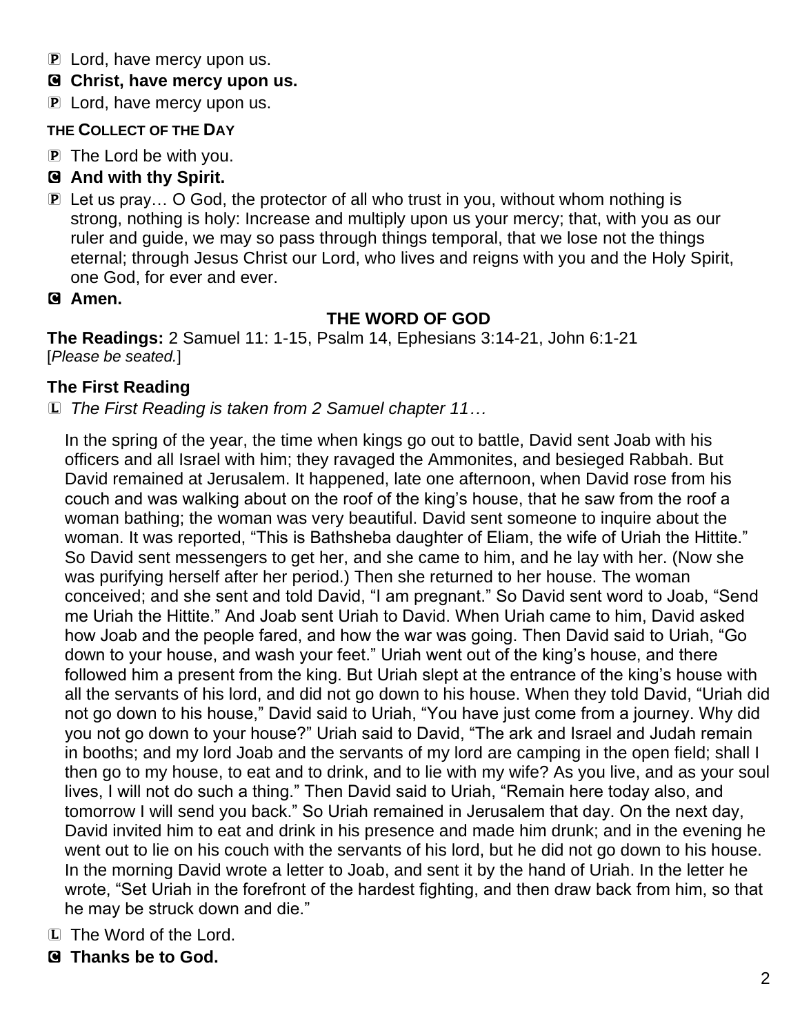P Lord, have mercy upon us.

C **Christ, have mercy upon us.**

P Lord, have mercy upon us.

**THE COLLECT OF THE DAY**

P The Lord be with you.

C **And with thy Spirit.**

P Let us pray… O God, the protector of all who trust in you, without whom nothing is strong, nothing is holy: Increase and multiply upon us your mercy; that, with you as our ruler and guide, we may so pass through things temporal, that we lose not the things eternal; through Jesus Christ our Lord, who lives and reigns with you and the Holy Spirit, one God, for ever and ever.

C **Amen.**

## THE WORD OF GOD

**The Readings:** 2 Samuel 11: 1-15, Psalm 14, Ephesians 3:14-21, John 6:1-21
[*Please be seated.*]

### The First Reading

L *The First Reading is taken from 2 Samuel chapter 11…*

In the spring of the year, the time when kings go out to battle, David sent Joab with his officers and all Israel with him; they ravaged the Ammonites, and besieged Rabbah. But David remained at Jerusalem. It happened, late one afternoon, when David rose from his couch and was walking about on the roof of the king's house, that he saw from the roof a woman bathing; the woman was very beautiful. David sent someone to inquire about the woman. It was reported, "This is Bathsheba daughter of Eliam, the wife of Uriah the Hittite." So David sent messengers to get her, and she came to him, and he lay with her. (Now she was purifying herself after her period.) Then she returned to her house. The woman conceived; and she sent and told David, "I am pregnant." So David sent word to Joab, "Send me Uriah the Hittite." And Joab sent Uriah to David. When Uriah came to him, David asked how Joab and the people fared, and how the war was going. Then David said to Uriah, "Go down to your house, and wash your feet." Uriah went out of the king's house, and there followed him a present from the king. But Uriah slept at the entrance of the king's house with all the servants of his lord, and did not go down to his house. When they told David, "Uriah did not go down to his house," David said to Uriah, "You have just come from a journey. Why did you not go down to your house?" Uriah said to David, "The ark and Israel and Judah remain in booths; and my lord Joab and the servants of my lord are camping in the open field; shall I then go to my house, to eat and to drink, and to lie with my wife? As you live, and as your soul lives, I will not do such a thing." Then David said to Uriah, "Remain here today also, and tomorrow I will send you back." So Uriah remained in Jerusalem that day. On the next day, David invited him to eat and drink in his presence and made him drunk; and in the evening he went out to lie on his couch with the servants of his lord, but he did not go down to his house. In the morning David wrote a letter to Joab, and sent it by the hand of Uriah. In the letter he wrote, "Set Uriah in the forefront of the hardest fighting, and then draw back from him, so that he may be struck down and die."

L The Word of the Lord.

C **Thanks be to God.**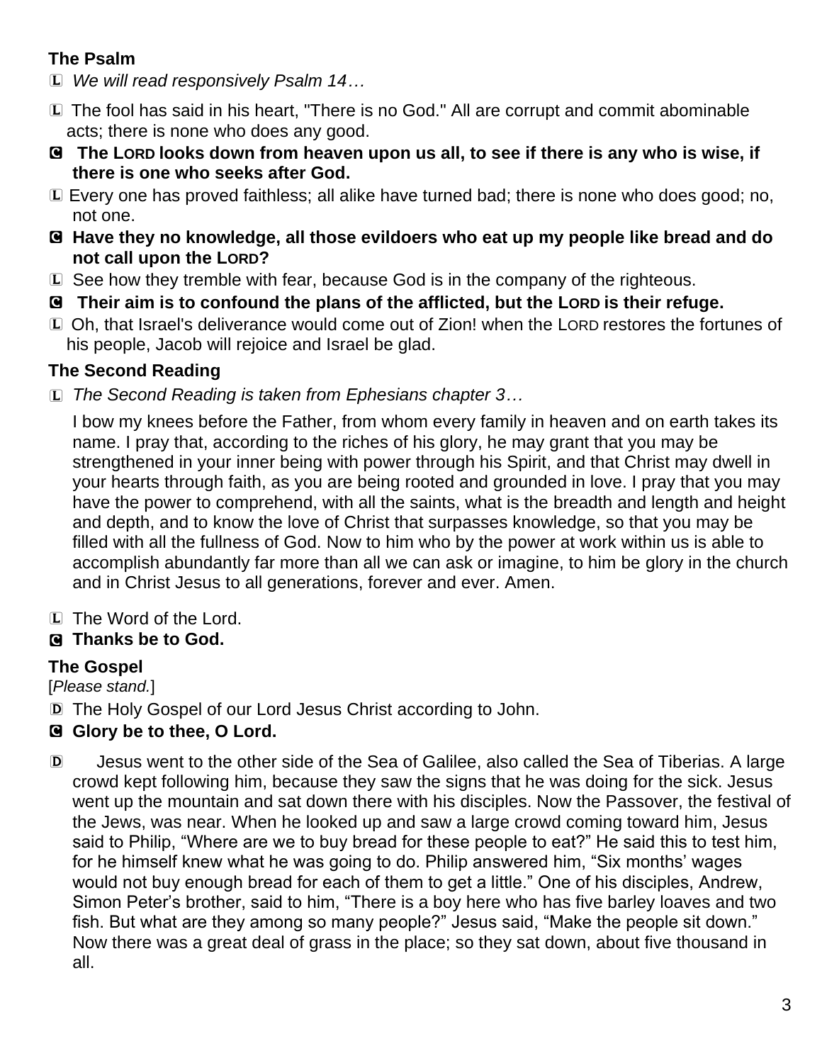**The Psalm**

L *We will read responsively Psalm 14…*

L The fool has said in his heart, "There is no God." All are corrupt and commit abominable acts; there is none who does any good.

C **The LORD looks down from heaven upon us all, to see if there is any who is wise, if there is one who seeks after God.**

L Every one has proved faithless; all alike have turned bad; there is none who does good; no, not one.

C **Have they no knowledge, all those evildoers who eat up my people like bread and do not call upon the LORD?**

L See how they tremble with fear, because God is in the company of the righteous.

C **Their aim is to confound the plans of the afflicted, but the LORD is their refuge.**

L Oh, that Israel's deliverance would come out of Zion! when the LORD restores the fortunes of his people, Jacob will rejoice and Israel be glad.

**The Second Reading**

L *The Second Reading is taken from Ephesians chapter 3…*

I bow my knees before the Father, from whom every family in heaven and on earth takes its name. I pray that, according to the riches of his glory, he may grant that you may be strengthened in your inner being with power through his Spirit, and that Christ may dwell in your hearts through faith, as you are being rooted and grounded in love. I pray that you may have the power to comprehend, with all the saints, what is the breadth and length and height and depth, and to know the love of Christ that surpasses knowledge, so that you may be filled with all the fullness of God. Now to him who by the power at work within us is able to accomplish abundantly far more than all we can ask or imagine, to him be glory in the church and in Christ Jesus to all generations, forever and ever. Amen.

L The Word of the Lord.

C **Thanks be to God.**

**The Gospel**

[*Please stand.*]

D The Holy Gospel of our Lord Jesus Christ according to John.

C **Glory be to thee, O Lord.**

D Jesus went to the other side of the Sea of Galilee, also called the Sea of Tiberias. A large crowd kept following him, because they saw the signs that he was doing for the sick. Jesus went up the mountain and sat down there with his disciples. Now the Passover, the festival of the Jews, was near. When he looked up and saw a large crowd coming toward him, Jesus said to Philip, "Where are we to buy bread for these people to eat?" He said this to test him, for he himself knew what he was going to do. Philip answered him, "Six months' wages would not buy enough bread for each of them to get a little." One of his disciples, Andrew, Simon Peter's brother, said to him, "There is a boy here who has five barley loaves and two fish. But what are they among so many people?" Jesus said, "Make the people sit down." Now there was a great deal of grass in the place; so they sat down, about five thousand in all.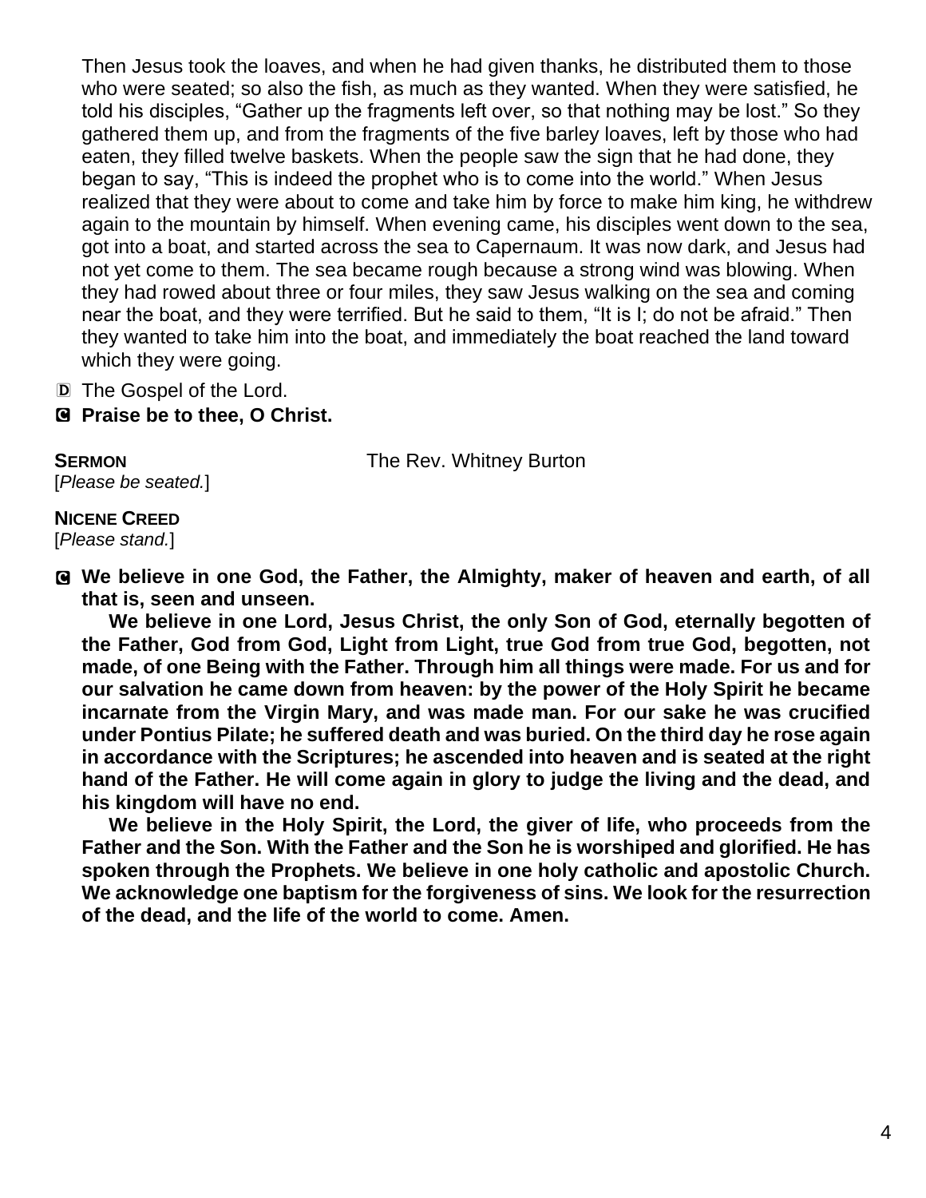Then Jesus took the loaves, and when he had given thanks, he distributed them to those who were seated; so also the fish, as much as they wanted. When they were satisfied, he told his disciples, “Gather up the fragments left over, so that nothing may be lost.” So they gathered them up, and from the fragments of the five barley loaves, left by those who had eaten, they filled twelve baskets. When the people saw the sign that he had done, they began to say, “This is indeed the prophet who is to come into the world.” When Jesus realized that they were about to come and take him by force to make him king, he withdrew again to the mountain by himself. When evening came, his disciples went down to the sea, got into a boat, and started across the sea to Capernaum. It was now dark, and Jesus had not yet come to them. The sea became rough because a strong wind was blowing. When they had rowed about three or four miles, they saw Jesus walking on the sea and coming near the boat, and they were terrified. But he said to them, “It is I; do not be afraid.” Then they wanted to take him into the boat, and immediately the boat reached the land toward which they were going.

D The Gospel of the Lord.

C **Praise be to thee, O Christ.**

**SERMON** The Rev. Whitney Burton

[*Please be seated.*]

**NICENE CREED**

[*Please stand.*]

C **We believe in one God, the Father, the Almighty, maker of heaven and earth, of all that is, seen and unseen.**

**We believe in one Lord, Jesus Christ, the only Son of God, eternally begotten of the Father, God from God, Light from Light, true God from true God, begotten, not made, of one Being with the Father. Through him all things were made. For us and for our salvation he came down from heaven: by the power of the Holy Spirit he became incarnate from the Virgin Mary, and was made man. For our sake he was crucified under Pontius Pilate; he suffered death and was buried. On the third day he rose again in accordance with the Scriptures; he ascended into heaven and is seated at the right hand of the Father. He will come again in glory to judge the living and the dead, and his kingdom will have no end.**

**We believe in the Holy Spirit, the Lord, the giver of life, who proceeds from the Father and the Son. With the Father and the Son he is worshiped and glorified. He has spoken through the Prophets. We believe in one holy catholic and apostolic Church. We acknowledge one baptism for the forgiveness of sins. We look for the resurrection of the dead, and the life of the world to come. Amen.**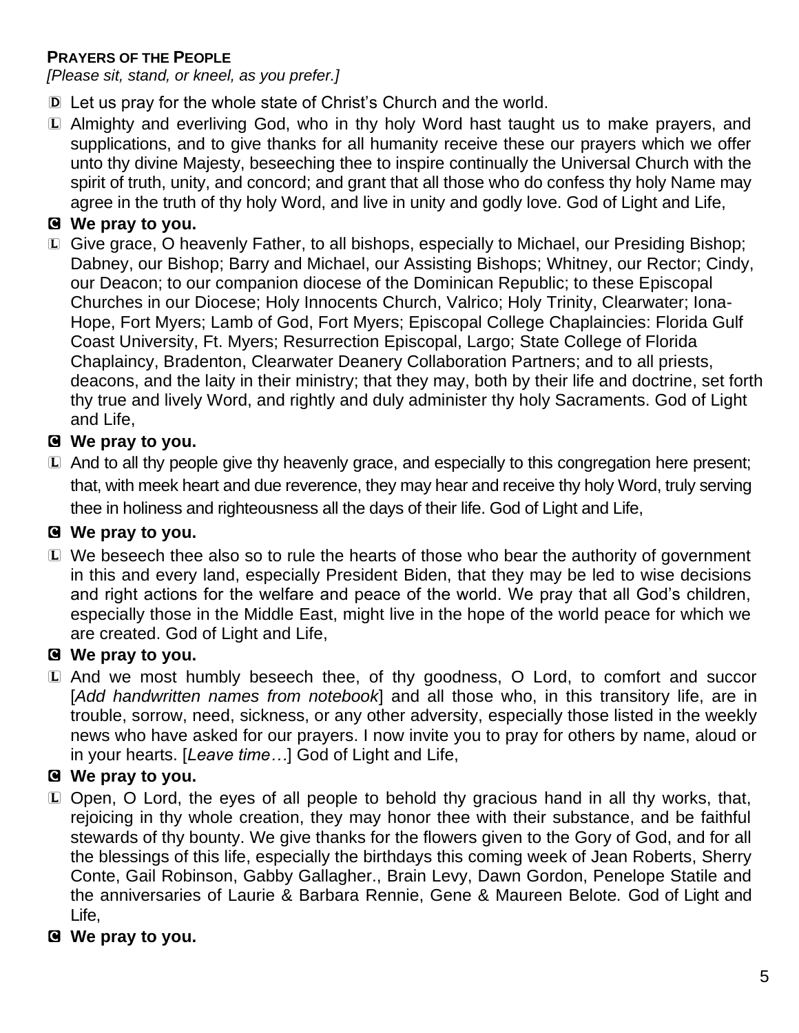**PRAYERS OF THE PEOPLE**

*[Please sit, stand, or kneel, as you prefer.]*

D Let us pray for the whole state of Christ's Church and the world.

L Almighty and everliving God, who in thy holy Word hast taught us to make prayers, and supplications, and to give thanks for all humanity receive these our prayers which we offer unto thy divine Majesty, beseeching thee to inspire continually the Universal Church with the spirit of truth, unity, and concord; and grant that all those who do confess thy holy Name may agree in the truth of thy holy Word, and live in unity and godly love. God of Light and Life,

C **We pray to you.**

L Give grace, O heavenly Father, to all bishops, especially to Michael, our Presiding Bishop; Dabney, our Bishop; Barry and Michael, our Assisting Bishops; Whitney, our Rector; Cindy, our Deacon; to our companion diocese of the Dominican Republic; to these Episcopal Churches in our Diocese; Holy Innocents Church, Valrico; Holy Trinity, Clearwater; Iona-Hope, Fort Myers; Lamb of God, Fort Myers; Episcopal College Chaplaincies: Florida Gulf Coast University, Ft. Myers; Resurrection Episcopal, Largo; State College of Florida Chaplaincy, Bradenton, Clearwater Deanery Collaboration Partners; and to all priests, deacons, and the laity in their ministry; that they may, both by their life and doctrine, set forth thy true and lively Word, and rightly and duly administer thy holy Sacraments. God of Light and Life,

C **We pray to you.**

L And to all thy people give thy heavenly grace, and especially to this congregation here present; that, with meek heart and due reverence, they may hear and receive thy holy Word, truly serving thee in holiness and righteousness all the days of their life. God of Light and Life,

C **We pray to you.**

L We beseech thee also so to rule the hearts of those who bear the authority of government in this and every land, especially President Biden, that they may be led to wise decisions and right actions for the welfare and peace of the world. We pray that all God's children, especially those in the Middle East, might live in the hope of the world peace for which we are created. God of Light and Life,

C **We pray to you.**

L And we most humbly beseech thee, of thy goodness, O Lord, to comfort and succor [*Add handwritten names from notebook*] and all those who, in this transitory life, are in trouble, sorrow, need, sickness, or any other adversity, especially those listed in the weekly news who have asked for our prayers. I now invite you to pray for others by name, aloud or in your hearts. [*Leave time…*] God of Light and Life,

C **We pray to you.**

L Open, O Lord, the eyes of all people to behold thy gracious hand in all thy works, that, rejoicing in thy whole creation, they may honor thee with their substance, and be faithful stewards of thy bounty. We give thanks for the flowers given to the Gory of God, and for all the blessings of this life, especially the birthdays this coming week of Jean Roberts, Sherry Conte, Gail Robinson, Gabby Gallagher., Brain Levy, Dawn Gordon, Penelope Statile and the anniversaries of Laurie & Barbara Rennie, Gene & Maureen Belote. God of Light and Life,

C **We pray to you.**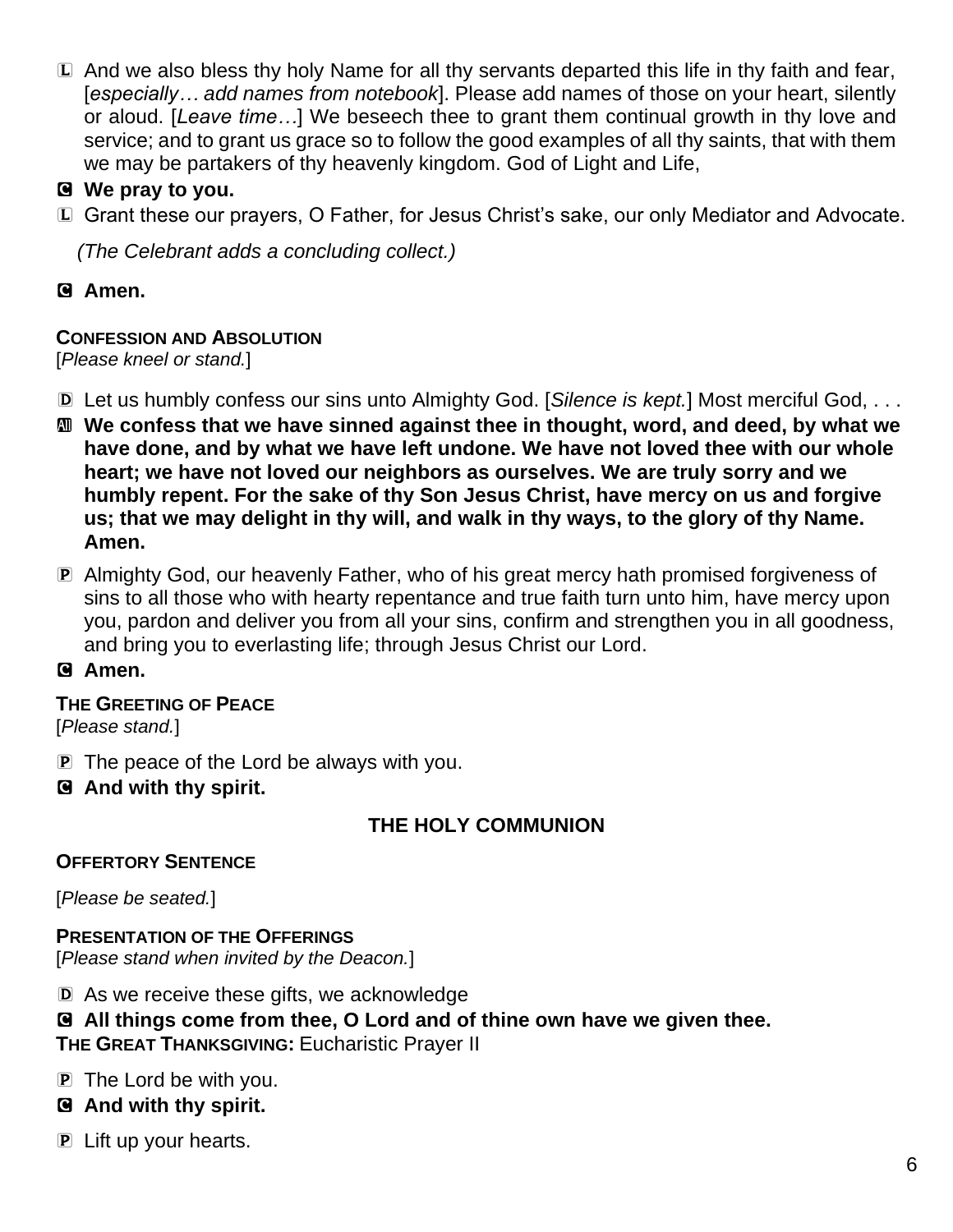L And we also bless thy holy Name for all thy servants departed this life in thy faith and fear, [*especially… add names from notebook*]. Please add names of those on your heart, silently or aloud. [*Leave time…*] We beseech thee to grant them continual growth in thy love and service; and to grant us grace so to follow the good examples of all thy saints, that with them we may be partakers of thy heavenly kingdom. God of Light and Life,

C **We pray to you.**

L Grant these our prayers, O Father, for Jesus Christ's sake, our only Mediator and Advocate.

*(The Celebrant adds a concluding collect.)*

C **Amen.**

**CONFESSION AND ABSOLUTION**

[*Please kneel or stand.*]

D Let us humbly confess our sins unto Almighty God. [*Silence is kept.*] Most merciful God, . . .

All **We confess that we have sinned against thee in thought, word, and deed, by what we have done, and by what we have left undone. We have not loved thee with our whole heart; we have not loved our neighbors as ourselves. We are truly sorry and we humbly repent. For the sake of thy Son Jesus Christ, have mercy on us and forgive us; that we may delight in thy will, and walk in thy ways, to the glory of thy Name. Amen.**

P Almighty God, our heavenly Father, who of his great mercy hath promised forgiveness of sins to all those who with hearty repentance and true faith turn unto him, have mercy upon you, pardon and deliver you from all your sins, confirm and strengthen you in all goodness, and bring you to everlasting life; through Jesus Christ our Lord.

C **Amen.**

**THE GREETING OF PEACE**

[*Please stand.*]

P The peace of the Lord be always with you.

C **And with thy spirit.**

## THE HOLY COMMUNION

**OFFERTORY SENTENCE**

[*Please be seated.*]

**PRESENTATION OF THE OFFERINGS**

[*Please stand when invited by the Deacon.*]

D As we receive these gifts, we acknowledge

C **All things come from thee, O Lord and of thine own have we given thee.**

**THE GREAT THANKSGIVING:** Eucharistic Prayer II

P The Lord be with you.

C **And with thy spirit.**

P Lift up your hearts.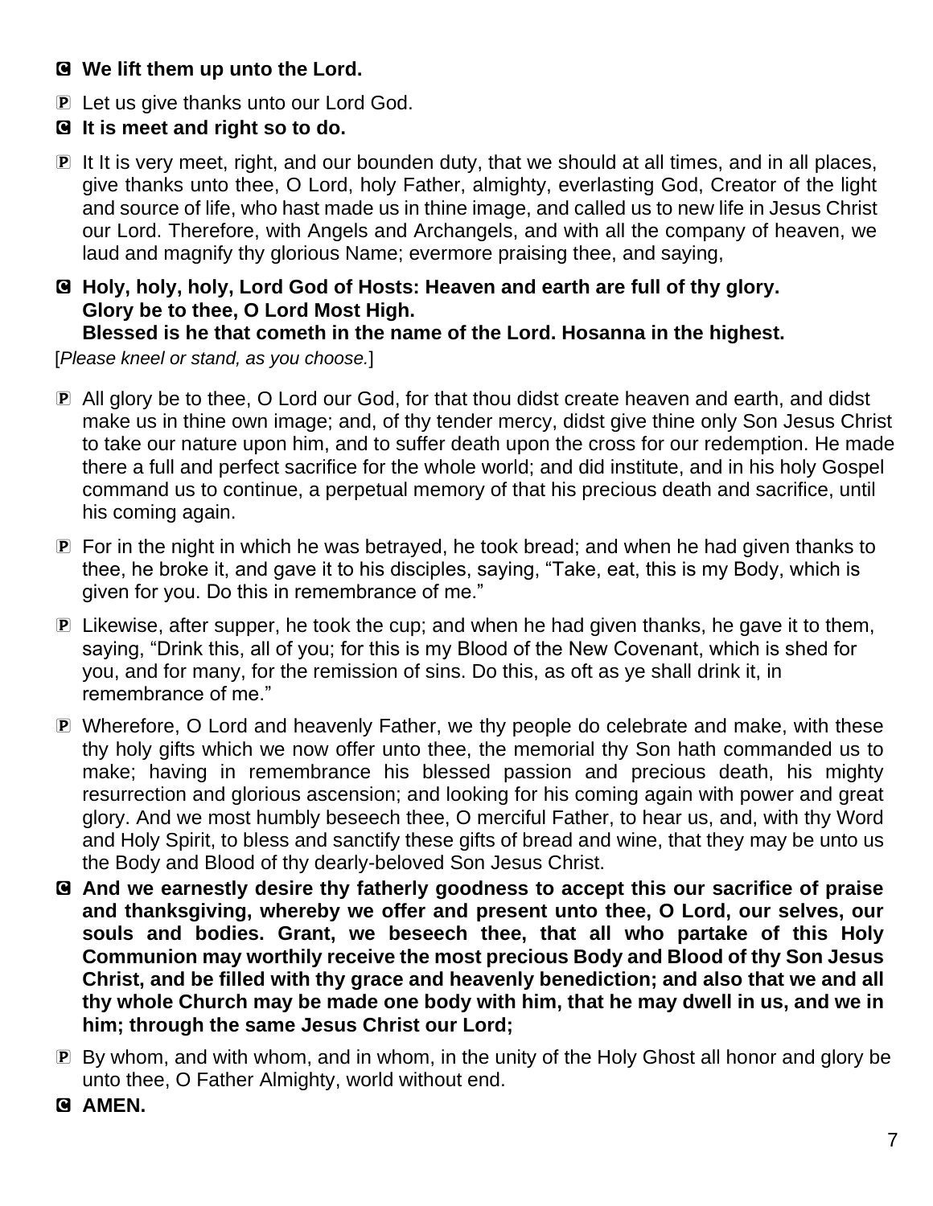**C We lift them up unto the Lord.**

P Let us give thanks unto our Lord God.

**C It is meet and right so to do.**

P It It is very meet, right, and our bounden duty, that we should at all times, and in all places, give thanks unto thee, O Lord, holy Father, almighty, everlasting God, Creator of the light and source of life, who hast made us in thine image, and called us to new life in Jesus Christ our Lord. Therefore, with Angels and Archangels, and with all the company of heaven, we laud and magnify thy glorious Name; evermore praising thee, and saying,

**C Holy, holy, holy, Lord God of Hosts: Heaven and earth are full of thy glory.
Glory be to thee, O Lord Most High.
Blessed is he that cometh in the name of the Lord. Hosanna in the highest.**

[*Please kneel or stand, as you choose.*]

P All glory be to thee, O Lord our God, for that thou didst create heaven and earth, and didst make us in thine own image; and, of thy tender mercy, didst give thine only Son Jesus Christ to take our nature upon him, and to suffer death upon the cross for our redemption. He made there a full and perfect sacrifice for the whole world; and did institute, and in his holy Gospel command us to continue, a perpetual memory of that his precious death and sacrifice, until his coming again.

P For in the night in which he was betrayed, he took bread; and when he had given thanks to thee, he broke it, and gave it to his disciples, saying, "Take, eat, this is my Body, which is given for you. Do this in remembrance of me."

P Likewise, after supper, he took the cup; and when he had given thanks, he gave it to them, saying, "Drink this, all of you; for this is my Blood of the New Covenant, which is shed for you, and for many, for the remission of sins. Do this, as oft as ye shall drink it, in remembrance of me."

P Wherefore, O Lord and heavenly Father, we thy people do celebrate and make, with these thy holy gifts which we now offer unto thee, the memorial thy Son hath commanded us to make; having in remembrance his blessed passion and precious death, his mighty resurrection and glorious ascension; and looking for his coming again with power and great glory. And we most humbly beseech thee, O merciful Father, to hear us, and, with thy Word and Holy Spirit, to bless and sanctify these gifts of bread and wine, that they may be unto us the Body and Blood of thy dearly-beloved Son Jesus Christ.

**C And we earnestly desire thy fatherly goodness to accept this our sacrifice of praise and thanksgiving, whereby we offer and present unto thee, O Lord, our selves, our souls and bodies. Grant, we beseech thee, that all who partake of this Holy Communion may worthily receive the most precious Body and Blood of thy Son Jesus Christ, and be filled with thy grace and heavenly benediction; and also that we and all thy whole Church may be made one body with him, that he may dwell in us, and we in him; through the same Jesus Christ our Lord;**

P By whom, and with whom, and in whom, in the unity of the Holy Ghost all honor and glory be unto thee, O Father Almighty, world without end.

**C AMEN.**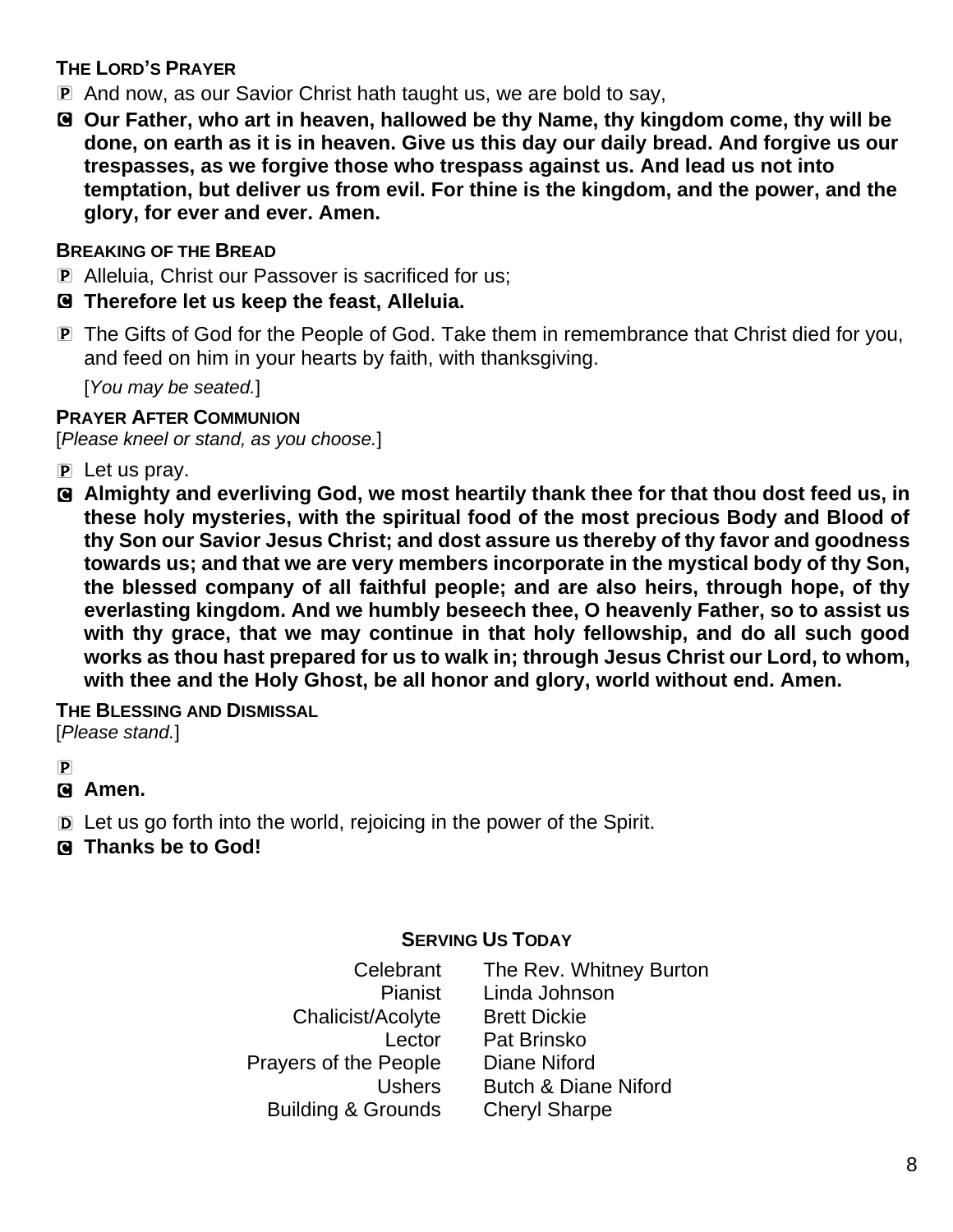**THE LORD'S PRAYER**

P And now, as our Savior Christ hath taught us, we are bold to say,

C **Our Father, who art in heaven, hallowed be thy Name, thy kingdom come, thy will be done, on earth as it is in heaven. Give us this day our daily bread. And forgive us our trespasses, as we forgive those who trespass against us. And lead us not into temptation, but deliver us from evil. For thine is the kingdom, and the power, and the glory, for ever and ever. Amen.**

**BREAKING OF THE BREAD**

P Alleluia, Christ our Passover is sacrificed for us;

C **Therefore let us keep the feast, Alleluia.**

P The Gifts of God for the People of God. Take them in remembrance that Christ died for you, and feed on him in your hearts by faith, with thanksgiving.

[*You may be seated.*]

**PRAYER AFTER COMMUNION**

[*Please kneel or stand, as you choose.*]

P Let us pray.

C **Almighty and everliving God, we most heartily thank thee for that thou dost feed us, in these holy mysteries, with the spiritual food of the most precious Body and Blood of thy Son our Savior Jesus Christ; and dost assure us thereby of thy favor and goodness towards us; and that we are very members incorporate in the mystical body of thy Son, the blessed company of all faithful people; and are also heirs, through hope, of thy everlasting kingdom. And we humbly beseech thee, O heavenly Father, so to assist us with thy grace, that we may continue in that holy fellowship, and do all such good works as thou hast prepared for us to walk in; through Jesus Christ our Lord, to whom, with thee and the Holy Ghost, be all honor and glory, world without end. Amen.**

**THE BLESSING AND DISMISSAL**

[*Please stand.*]

P

C **Amen.**

D Let us go forth into the world, rejoicing in the power of the Spirit.

C **Thanks be to God!**

**SERVING US TODAY**

| | |
|---|---|
| Celebrant | The Rev. Whitney Burton |
| Pianist | Linda Johnson |
| Chalicist/Acolyte | Brett Dickie |
| Lector | Pat Brinsko |
| Prayers of the People | Diane Niford |
| Ushers | Butch & Diane Niford |
| Building & Grounds | Cheryl Sharpe |